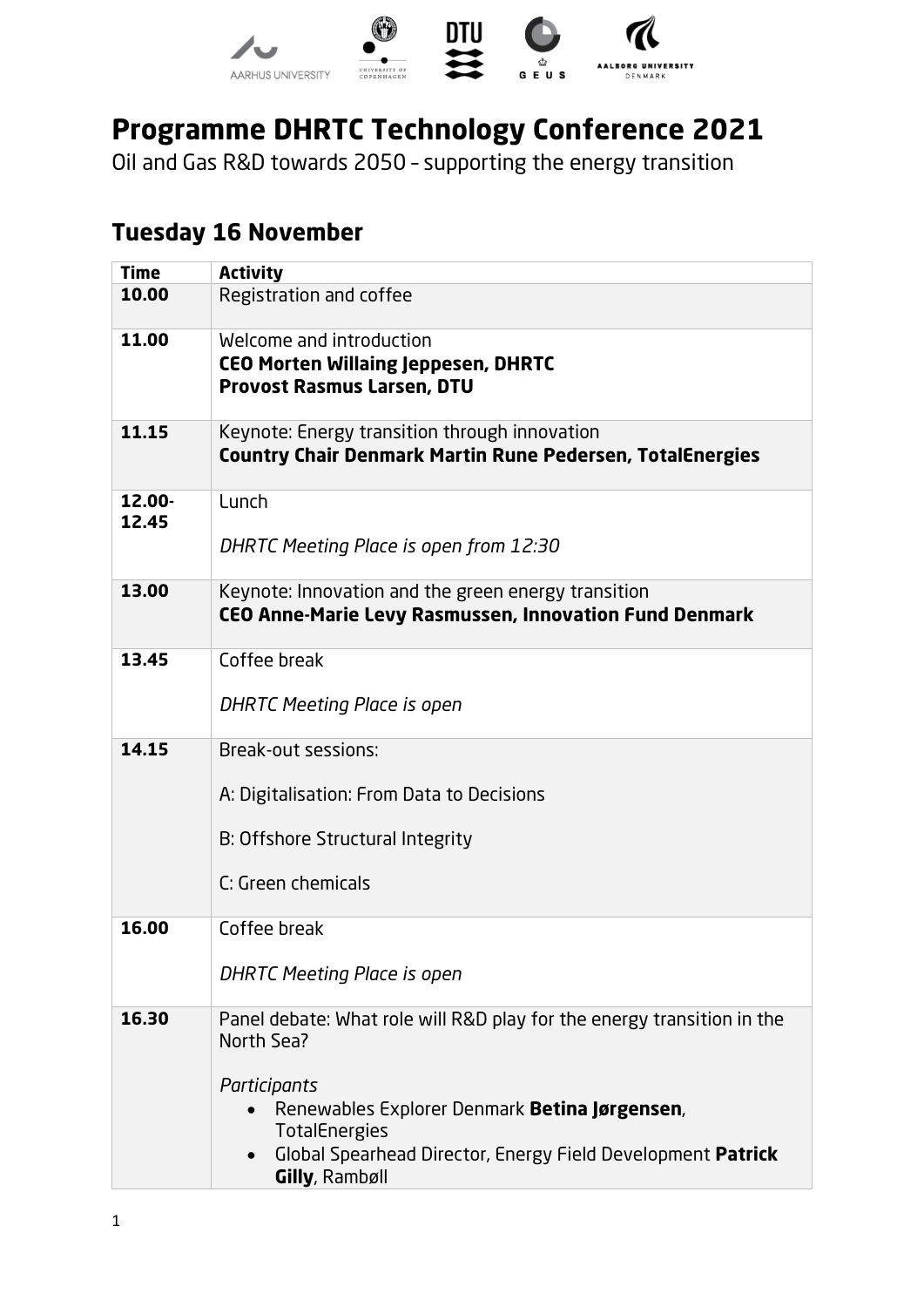# Programme DHRTC Technology Conference 2021

Oil and Gas R&D towards 2050 – supporting the energy transition

## Tuesday 16 November

| Time | Activity |
|---|---|
| **10.00** | Registration and coffee |
| **11.00** | Welcome and introduction<br>**CEO Morten Willaing Jeppesen, DHRTC**<br>**Provost Rasmus Larsen, DTU** |
| **11.15** | Keynote: Energy transition through innovation<br>**Country Chair Denmark Martin Rune Pedersen, TotalEnergies** |
| **12.00-12.45** | Lunch<br><br>*DHRTC Meeting Place is open from 12:30* |
| **13.00** | Keynote: Innovation and the green energy transition<br>**CEO Anne-Marie Levy Rasmussen, Innovation Fund Denmark** |
| **13.45** | Coffee break<br><br>*DHRTC Meeting Place is open* |
| **14.15** | Break-out sessions:<br><br>A: Digitalisation: From Data to Decisions<br><br>B: Offshore Structural Integrity<br><br>C: Green chemicals |
| **16.00** | Coffee break<br><br>*DHRTC Meeting Place is open* |
| **16.30** | Panel debate: What role will R&D play for the energy transition in the North Sea?<br><br>*Participants*<br>• Renewables Explorer Denmark **Betina Jørgensen**, TotalEnergies<br>• Global Spearhead Director, Energy Field Development **Patrick Gilly**, Rambøll |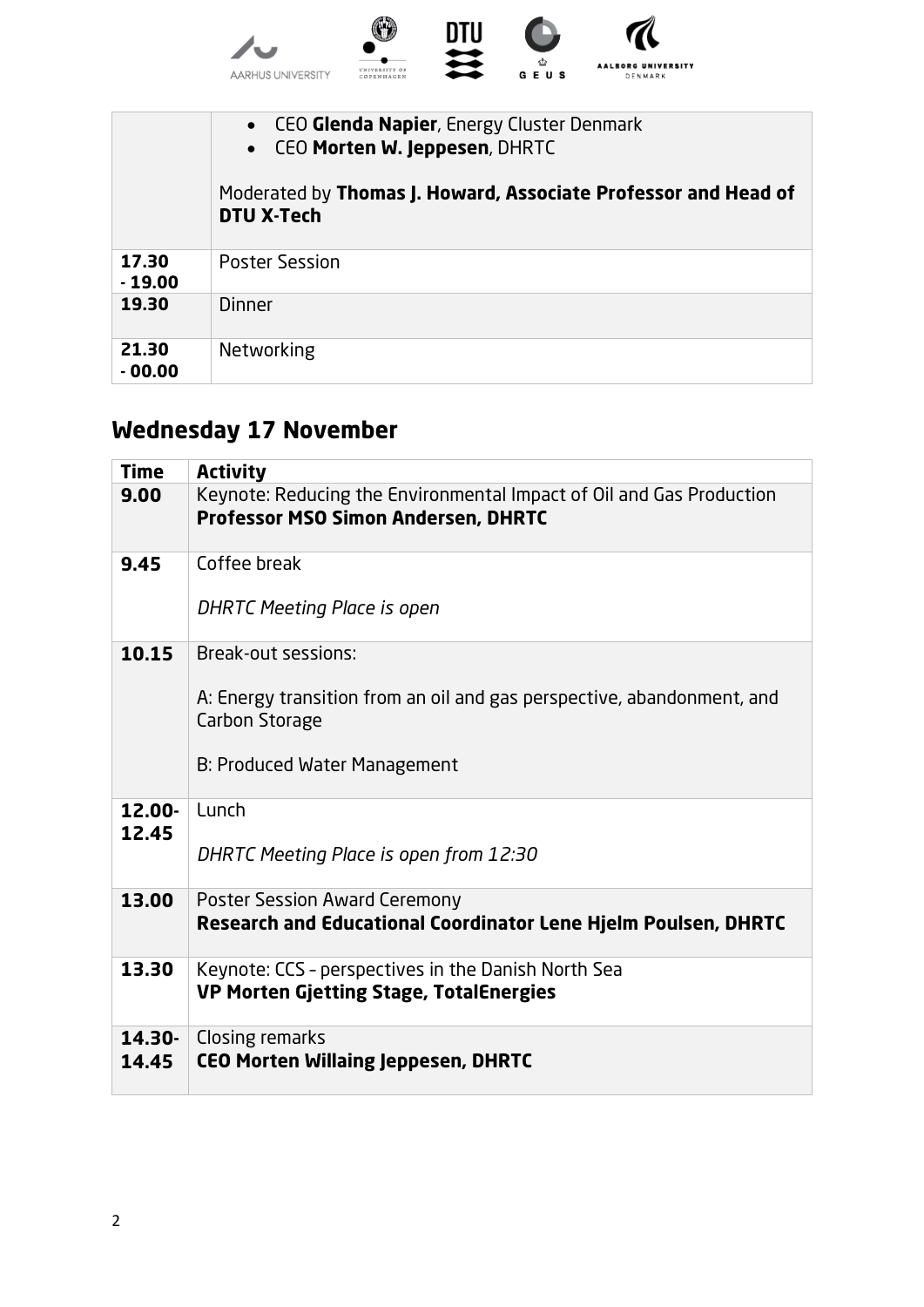| | |
|---|---|
| | • CEO **Glenda Napier**, Energy Cluster Denmark<br>• CEO **Morten W. Jeppesen**, DHRTC<br><br>Moderated by **Thomas J. Howard, Associate Professor and Head of DTU X-Tech** |
| **17.30 - 19.00** | Poster Session |
| **19.30** | Dinner |
| **21.30 - 00.00** | Networking |

## Wednesday 17 November

| Time | Activity |
|---|---|
| **9.00** | Keynote: Reducing the Environmental Impact of Oil and Gas Production<br>**Professor MSO Simon Andersen, DHRTC** |
| **9.45** | Coffee break<br><br>*DHRTC Meeting Place is open* |
| **10.15** | Break-out sessions:<br><br>A: Energy transition from an oil and gas perspective, abandonment, and Carbon Storage<br><br>B: Produced Water Management |
| **12.00-12.45** | Lunch<br><br>*DHRTC Meeting Place is open from 12:30* |
| **13.00** | Poster Session Award Ceremony<br>**Research and Educational Coordinator Lene Hjelm Poulsen, DHRTC** |
| **13.30** | Keynote: CCS – perspectives in the Danish North Sea<br>**VP Morten Gjetting Stage, TotalEnergies** |
| **14.30-14.45** | Closing remarks<br>**CEO Morten Willaing Jeppesen, DHRTC** |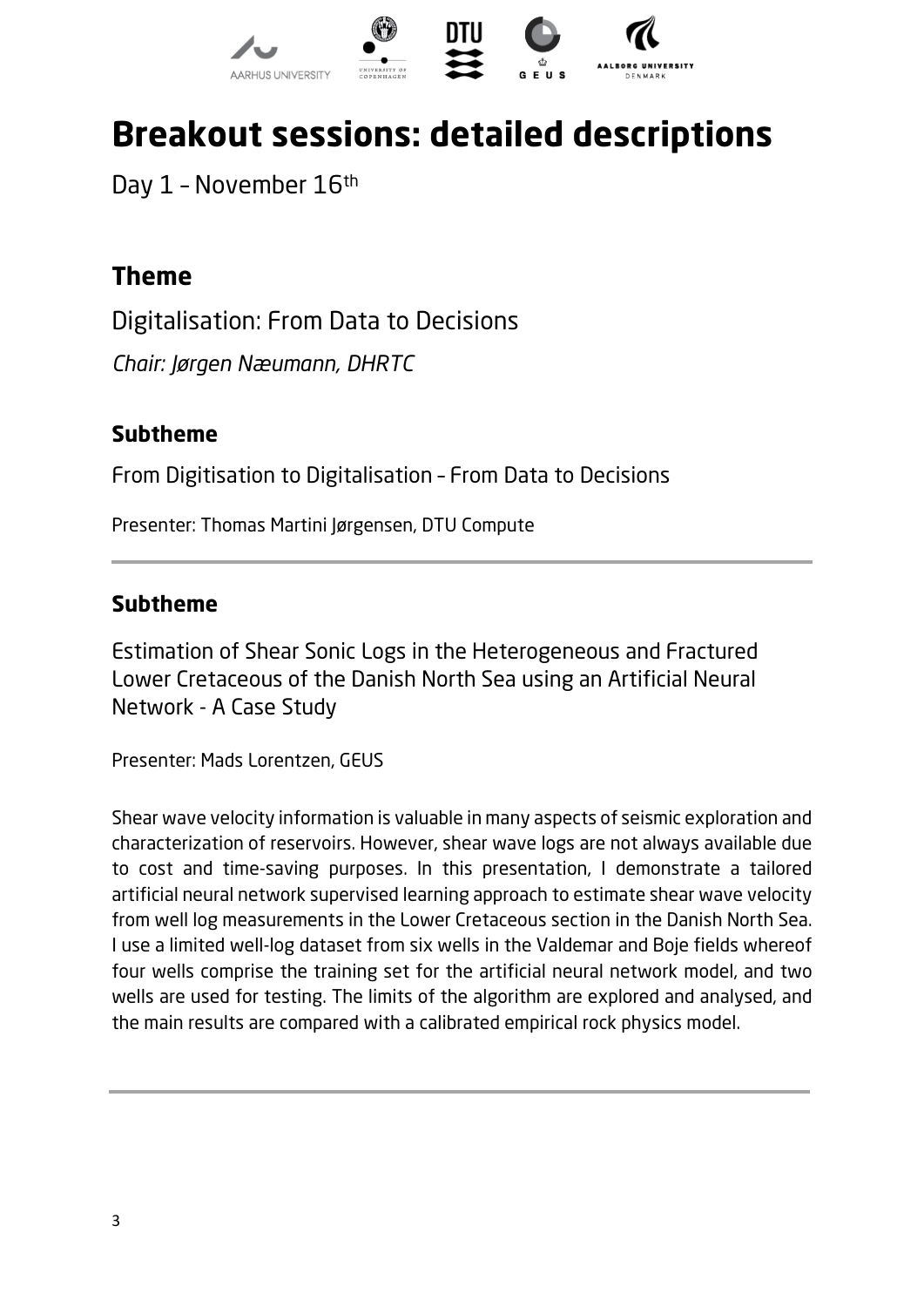# Breakout sessions: detailed descriptions

Day 1 – November 16th

## Theme

Digitalisation: From Data to Decisions

*Chair: Jørgen Næumann, DHRTC*

### Subtheme

From Digitisation to Digitalisation – From Data to Decisions

Presenter: Thomas Martini Jørgensen, DTU Compute

---

### Subtheme

Estimation of Shear Sonic Logs in the Heterogeneous and Fractured Lower Cretaceous of the Danish North Sea using an Artificial Neural Network - A Case Study

Presenter: Mads Lorentzen, GEUS

Shear wave velocity information is valuable in many aspects of seismic exploration and characterization of reservoirs. However, shear wave logs are not always available due to cost and time-saving purposes. In this presentation, I demonstrate a tailored artificial neural network supervised learning approach to estimate shear wave velocity from well log measurements in the Lower Cretaceous section in the Danish North Sea. I use a limited well-log dataset from six wells in the Valdemar and Boje fields whereof four wells comprise the training set for the artificial neural network model, and two wells are used for testing. The limits of the algorithm are explored and analysed, and the main results are compared with a calibrated empirical rock physics model.

---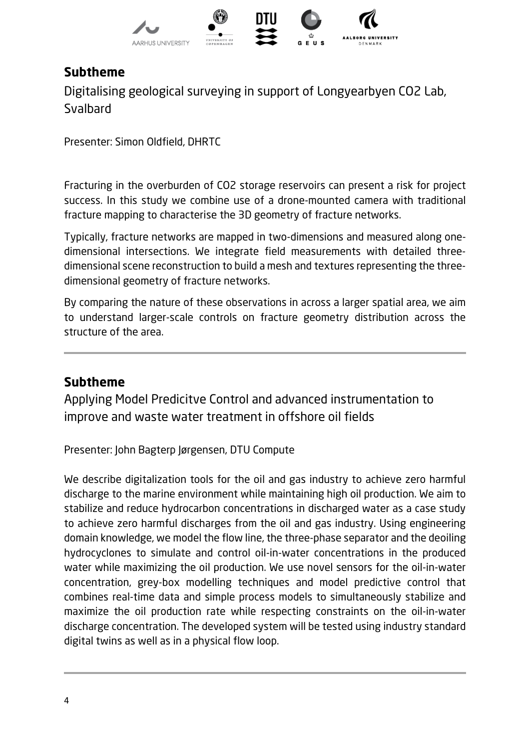## Subtheme

Digitalising geological surveying in support of Longyearbyen CO2 Lab, Svalbard

Presenter: Simon Oldfield, DHRTC

Fracturing in the overburden of CO2 storage reservoirs can present a risk for project success. In this study we combine use of a drone-mounted camera with traditional fracture mapping to characterise the 3D geometry of fracture networks.

Typically, fracture networks are mapped in two-dimensions and measured along one-dimensional intersections. We integrate field measurements with detailed three-dimensional scene reconstruction to build a mesh and textures representing the three-dimensional geometry of fracture networks.

By comparing the nature of these observations in across a larger spatial area, we aim to understand larger-scale controls on fracture geometry distribution across the structure of the area.

---

## Subtheme

Applying Model Predicitve Control and advanced instrumentation to improve and waste water treatment in offshore oil fields

Presenter: John Bagterp Jørgensen, DTU Compute

We describe digitalization tools for the oil and gas industry to achieve zero harmful discharge to the marine environment while maintaining high oil production. We aim to stabilize and reduce hydrocarbon concentrations in discharged water as a case study to achieve zero harmful discharges from the oil and gas industry. Using engineering domain knowledge, we model the flow line, the three-phase separator and the deoiling hydrocyclones to simulate and control oil-in-water concentrations in the produced water while maximizing the oil production. We use novel sensors for the oil-in-water concentration, grey-box modelling techniques and model predictive control that combines real-time data and simple process models to simultaneously stabilize and maximize the oil production rate while respecting constraints on the oil-in-water discharge concentration. The developed system will be tested using industry standard digital twins as well as in a physical flow loop.

---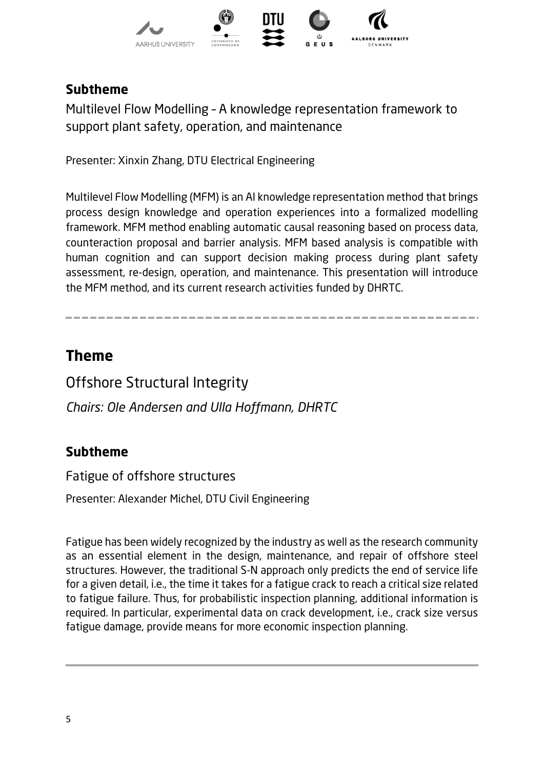### Subtheme

Multilevel Flow Modelling – A knowledge representation framework to support plant safety, operation, and maintenance

Presenter: Xinxin Zhang, DTU Electrical Engineering

Multilevel Flow Modelling (MFM) is an AI knowledge representation method that brings process design knowledge and operation experiences into a formalized modelling framework. MFM method enabling automatic causal reasoning based on process data, counteraction proposal and barrier analysis. MFM based analysis is compatible with human cognition and can support decision making process during plant safety assessment, re-design, operation, and maintenance. This presentation will introduce the MFM method, and its current research activities funded by DHRTC.

---

## Theme

Offshore Structural Integrity

*Chairs: Ole Andersen and Ulla Hoffmann, DHRTC*

### Subtheme

Fatigue of offshore structures

Presenter: Alexander Michel, DTU Civil Engineering

Fatigue has been widely recognized by the industry as well as the research community as an essential element in the design, maintenance, and repair of offshore steel structures. However, the traditional S-N approach only predicts the end of service life for a given detail, i.e., the time it takes for a fatigue crack to reach a critical size related to fatigue failure. Thus, for probabilistic inspection planning, additional information is required. In particular, experimental data on crack development, i.e., crack size versus fatigue damage, provide means for more economic inspection planning.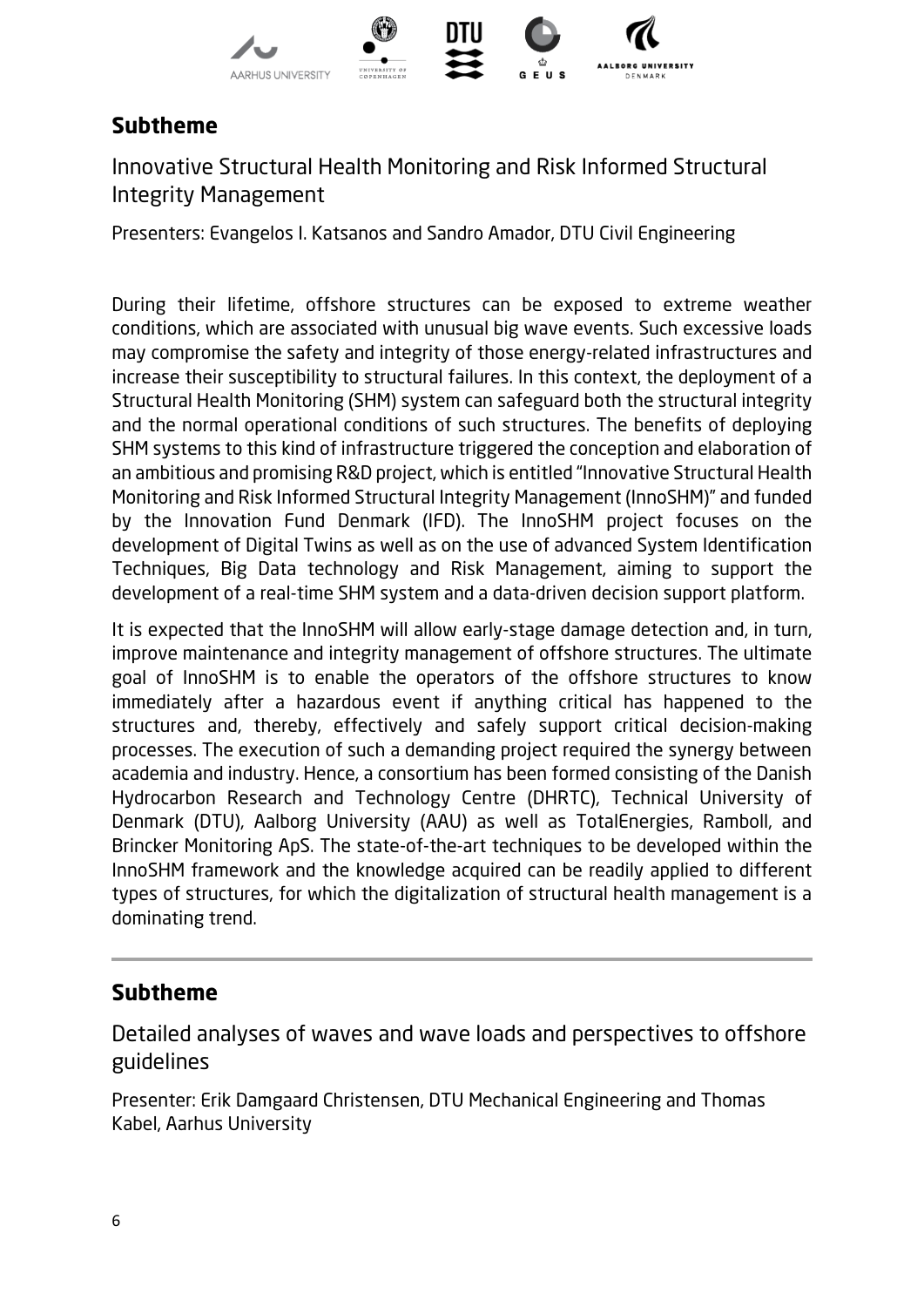## Subtheme

Innovative Structural Health Monitoring and Risk Informed Structural Integrity Management

Presenters: Evangelos I. Katsanos and Sandro Amador, DTU Civil Engineering

During their lifetime, offshore structures can be exposed to extreme weather conditions, which are associated with unusual big wave events. Such excessive loads may compromise the safety and integrity of those energy-related infrastructures and increase their susceptibility to structural failures. In this context, the deployment of a Structural Health Monitoring (SHM) system can safeguard both the structural integrity and the normal operational conditions of such structures. The benefits of deploying SHM systems to this kind of infrastructure triggered the conception and elaboration of an ambitious and promising R&D project, which is entitled "Innovative Structural Health Monitoring and Risk Informed Structural Integrity Management (InnoSHM)" and funded by the Innovation Fund Denmark (IFD). The InnoSHM project focuses on the development of Digital Twins as well as on the use of advanced System Identification Techniques, Big Data technology and Risk Management, aiming to support the development of a real-time SHM system and a data-driven decision support platform.

It is expected that the InnoSHM will allow early-stage damage detection and, in turn, improve maintenance and integrity management of offshore structures. The ultimate goal of InnoSHM is to enable the operators of the offshore structures to know immediately after a hazardous event if anything critical has happened to the structures and, thereby, effectively and safely support critical decision-making processes. The execution of such a demanding project required the synergy between academia and industry. Hence, a consortium has been formed consisting of the Danish Hydrocarbon Research and Technology Centre (DHRTC), Technical University of Denmark (DTU), Aalborg University (AAU) as well as TotalEnergies, Ramboll, and Brincker Monitoring ApS. The state-of-the-art techniques to be developed within the InnoSHM framework and the knowledge acquired can be readily applied to different types of structures, for which the digitalization of structural health management is a dominating trend.

---

## Subtheme

Detailed analyses of waves and wave loads and perspectives to offshore guidelines

Presenter: Erik Damgaard Christensen, DTU Mechanical Engineering and Thomas Kabel, Aarhus University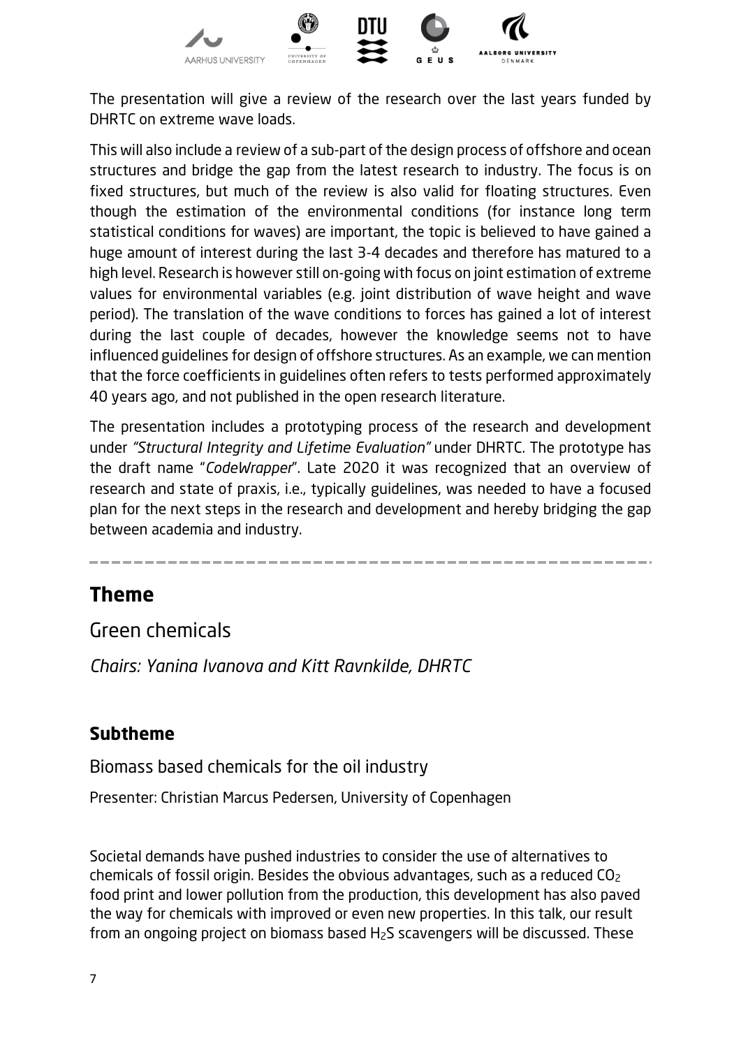The presentation will give a review of the research over the last years funded by DHRTC on extreme wave loads.

This will also include a review of a sub-part of the design process of offshore and ocean structures and bridge the gap from the latest research to industry. The focus is on fixed structures, but much of the review is also valid for floating structures. Even though the estimation of the environmental conditions (for instance long term statistical conditions for waves) are important, the topic is believed to have gained a huge amount of interest during the last 3-4 decades and therefore has matured to a high level. Research is however still on-going with focus on joint estimation of extreme values for environmental variables (e.g. joint distribution of wave height and wave period). The translation of the wave conditions to forces has gained a lot of interest during the last couple of decades, however the knowledge seems not to have influenced guidelines for design of offshore structures. As an example, we can mention that the force coefficients in guidelines often refers to tests performed approximately 40 years ago, and not published in the open research literature.

The presentation includes a prototyping process of the research and development under *"Structural Integrity and Lifetime Evaluation"* under DHRTC. The prototype has the draft name "*CodeWrapper*". Late 2020 it was recognized that an overview of research and state of praxis, i.e., typically guidelines, was needed to have a focused plan for the next steps in the research and development and hereby bridging the gap between academia and industry.

---

## Theme

Green chemicals

*Chairs: Yanina Ivanova and Kitt Ravnkilde, DHRTC*

### Subtheme

Biomass based chemicals for the oil industry

Presenter: Christian Marcus Pedersen, University of Copenhagen

Societal demands have pushed industries to consider the use of alternatives to chemicals of fossil origin. Besides the obvious advantages, such as a reduced $CO_2$ food print and lower pollution from the production, this development has also paved the way for chemicals with improved or even new properties. In this talk, our result from an ongoing project on biomass based $H_2S$ scavengers will be discussed. These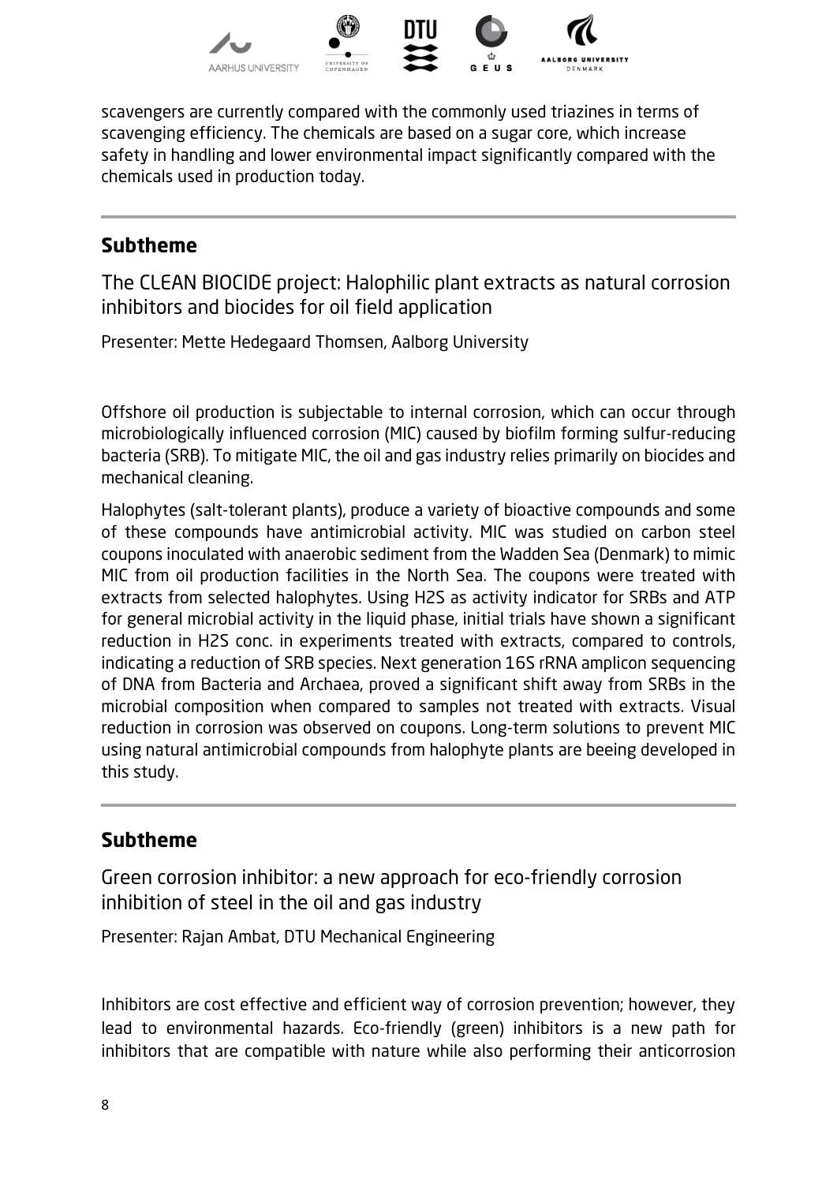scavengers are currently compared with the commonly used triazines in terms of scavenging efficiency. The chemicals are based on a sugar core, which increase safety in handling and lower environmental impact significantly compared with the chemicals used in production today.

---

## Subtheme

### The CLEAN BIOCIDE project: Halophilic plant extracts as natural corrosion inhibitors and biocides for oil field application

Presenter: Mette Hedegaard Thomsen, Aalborg University

Offshore oil production is subjectable to internal corrosion, which can occur through microbiologically influenced corrosion (MIC) caused by biofilm forming sulfur-reducing bacteria (SRB). To mitigate MIC, the oil and gas industry relies primarily on biocides and mechanical cleaning.

Halophytes (salt-tolerant plants), produce a variety of bioactive compounds and some of these compounds have antimicrobial activity. MIC was studied on carbon steel coupons inoculated with anaerobic sediment from the Wadden Sea (Denmark) to mimic MIC from oil production facilities in the North Sea. The coupons were treated with extracts from selected halophytes. Using H2S as activity indicator for SRBs and ATP for general microbial activity in the liquid phase, initial trials have shown a significant reduction in H2S conc. in experiments treated with extracts, compared to controls, indicating a reduction of SRB species. Next generation 16S rRNA amplicon sequencing of DNA from Bacteria and Archaea, proved a significant shift away from SRBs in the microbial composition when compared to samples not treated with extracts. Visual reduction in corrosion was observed on coupons. Long-term solutions to prevent MIC using natural antimicrobial compounds from halophyte plants are beeing developed in this study.

---

## Subtheme

### Green corrosion inhibitor: a new approach for eco-friendly corrosion inhibition of steel in the oil and gas industry

Presenter: Rajan Ambat, DTU Mechanical Engineering

Inhibitors are cost effective and efficient way of corrosion prevention; however, they lead to environmental hazards. Eco-friendly (green) inhibitors is a new path for inhibitors that are compatible with nature while also performing their anticorrosion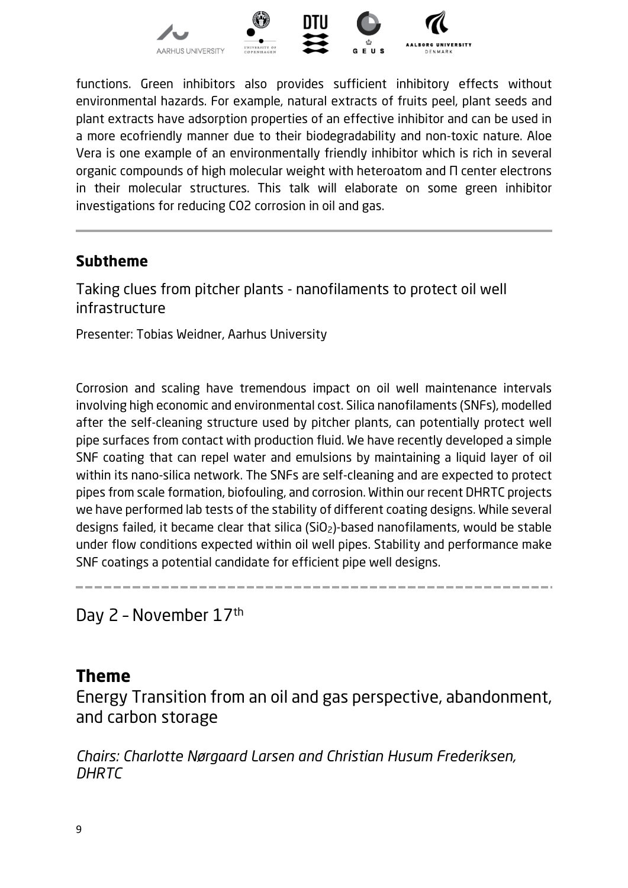functions. Green inhibitors also provides sufficient inhibitory effects without environmental hazards. For example, natural extracts of fruits peel, plant seeds and plant extracts have adsorption properties of an effective inhibitor and can be used in a more ecofriendly manner due to their biodegradability and non-toxic nature. Aloe Vera is one example of an environmentally friendly inhibitor which is rich in several organic compounds of high molecular weight with heteroatom and Π center electrons in their molecular structures. This talk will elaborate on some green inhibitor investigations for reducing CO2 corrosion in oil and gas.

---

## Subtheme

### Taking clues from pitcher plants - nanofilaments to protect oil well infrastructure

Presenter: Tobias Weidner, Aarhus University

Corrosion and scaling have tremendous impact on oil well maintenance intervals involving high economic and environmental cost. Silica nanofilaments (SNFs), modelled after the self-cleaning structure used by pitcher plants, can potentially protect well pipe surfaces from contact with production fluid. We have recently developed a simple SNF coating that can repel water and emulsions by maintaining a liquid layer of oil within its nano-silica network. The SNFs are self-cleaning and are expected to protect pipes from scale formation, biofouling, and corrosion. Within our recent DHRTC projects we have performed lab tests of the stability of different coating designs. While several designs failed, it became clear that silica ($SiO_2$)-based nanofilaments, would be stable under flow conditions expected within oil well pipes. Stability and performance make SNF coatings a potential candidate for efficient pipe well designs.

---

# Day 2 – November 17th

## Theme

### Energy Transition from an oil and gas perspective, abandonment, and carbon storage

*Chairs: Charlotte Nørgaard Larsen and Christian Husum Frederiksen, DHRTC*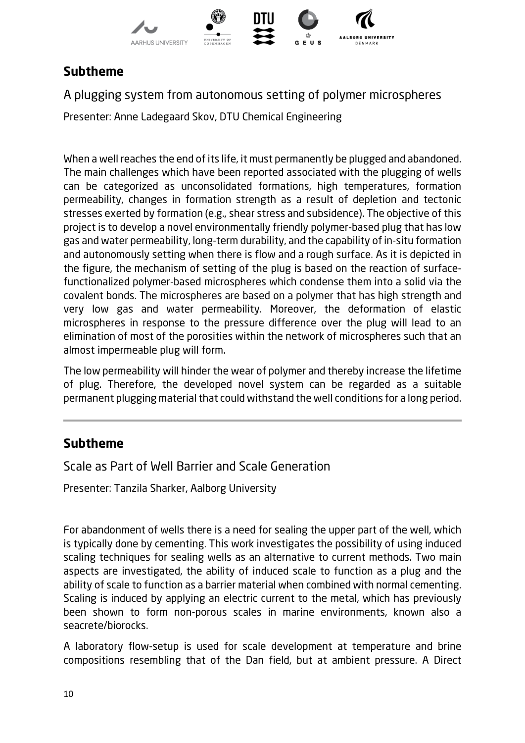## Subtheme

A plugging system from autonomous setting of polymer microspheres

Presenter: Anne Ladegaard Skov, DTU Chemical Engineering

When a well reaches the end of its life, it must permanently be plugged and abandoned. The main challenges which have been reported associated with the plugging of wells can be categorized as unconsolidated formations, high temperatures, formation permeability, changes in formation strength as a result of depletion and tectonic stresses exerted by formation (e.g., shear stress and subsidence). The objective of this project is to develop a novel environmentally friendly polymer-based plug that has low gas and water permeability, long-term durability, and the capability of in-situ formation and autonomously setting when there is flow and a rough surface. As it is depicted in the figure, the mechanism of setting of the plug is based on the reaction of surface-functionalized polymer-based microspheres which condense them into a solid via the covalent bonds. The microspheres are based on a polymer that has high strength and very low gas and water permeability. Moreover, the deformation of elastic microspheres in response to the pressure difference over the plug will lead to an elimination of most of the porosities within the network of microspheres such that an almost impermeable plug will form.

The low permeability will hinder the wear of polymer and thereby increase the lifetime of plug. Therefore, the developed novel system can be regarded as a suitable permanent plugging material that could withstand the well conditions for a long period.

---

## Subtheme

Scale as Part of Well Barrier and Scale Generation

Presenter: Tanzila Sharker, Aalborg University

For abandonment of wells there is a need for sealing the upper part of the well, which is typically done by cementing. This work investigates the possibility of using induced scaling techniques for sealing wells as an alternative to current methods. Two main aspects are investigated, the ability of induced scale to function as a plug and the ability of scale to function as a barrier material when combined with normal cementing. Scaling is induced by applying an electric current to the metal, which has previously been shown to form non-porous scales in marine environments, known also a seacrete/biorocks.

A laboratory flow-setup is used for scale development at temperature and brine compositions resembling that of the Dan field, but at ambient pressure. A Direct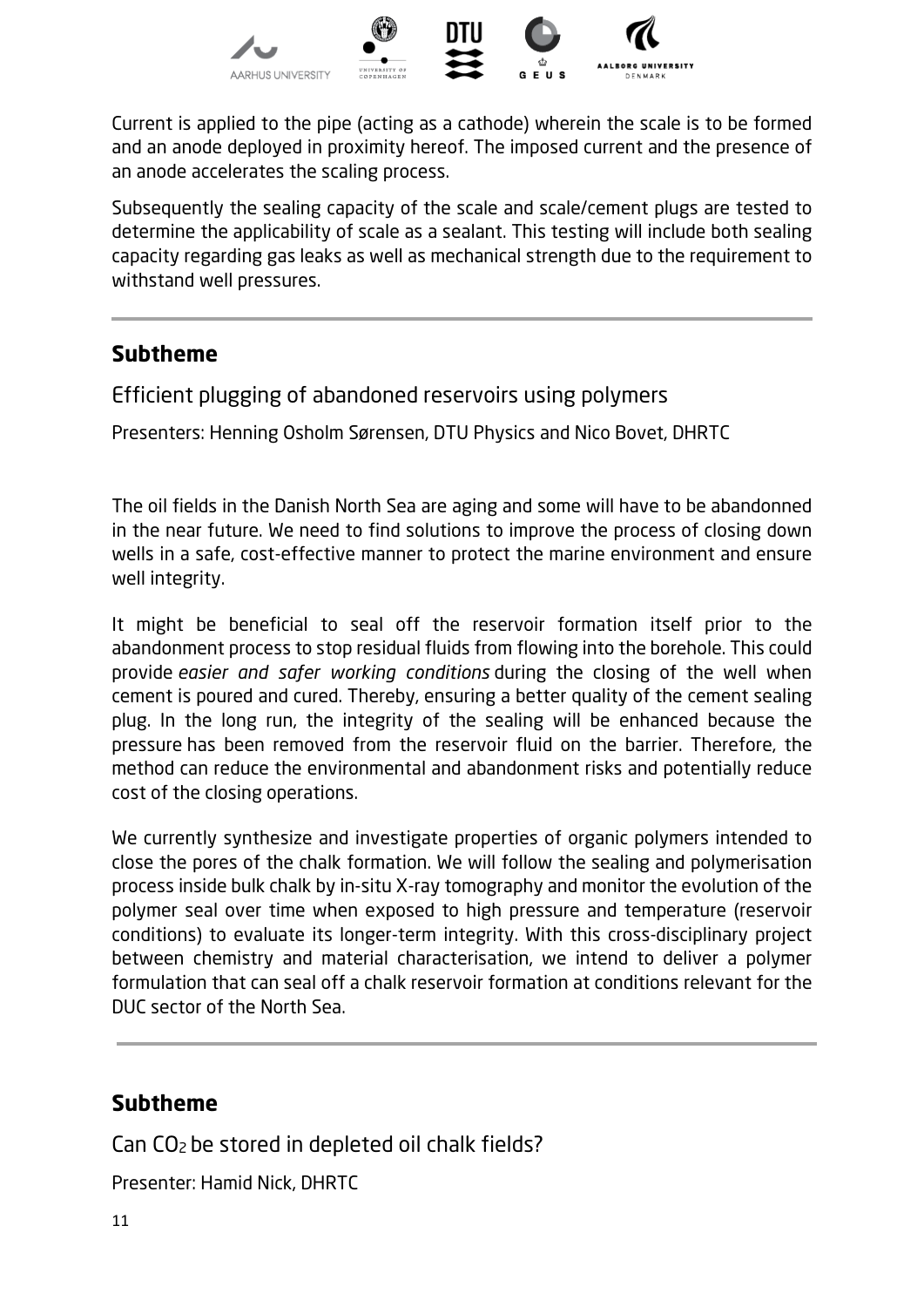Current is applied to the pipe (acting as a cathode) wherein the scale is to be formed and an anode deployed in proximity hereof. The imposed current and the presence of an anode accelerates the scaling process.

Subsequently the sealing capacity of the scale and scale/cement plugs are tested to determine the applicability of scale as a sealant. This testing will include both sealing capacity regarding gas leaks as well as mechanical strength due to the requirement to withstand well pressures.

---

## Subtheme

### Efficient plugging of abandoned reservoirs using polymers

Presenters: Henning Osholm Sørensen, DTU Physics and Nico Bovet, DHRTC

The oil fields in the Danish North Sea are aging and some will have to be abandonned in the near future. We need to find solutions to improve the process of closing down wells in a safe, cost-effective manner to protect the marine environment and ensure well integrity.

It might be beneficial to seal off the reservoir formation itself prior to the abandonment process to stop residual fluids from flowing into the borehole. This could provide *easier and safer working conditions* during the closing of the well when cement is poured and cured. Thereby, ensuring a better quality of the cement sealing plug. In the long run, the integrity of the sealing will be enhanced because the pressure has been removed from the reservoir fluid on the barrier. Therefore, the method can reduce the environmental and abandonment risks and potentially reduce cost of the closing operations.

We currently synthesize and investigate properties of organic polymers intended to close the pores of the chalk formation. We will follow the sealing and polymerisation process inside bulk chalk by in-situ X-ray tomography and monitor the evolution of the polymer seal over time when exposed to high pressure and temperature (reservoir conditions) to evaluate its longer-term integrity. With this cross-disciplinary project between chemistry and material characterisation, we intend to deliver a polymer formulation that can seal off a chalk reservoir formation at conditions relevant for the DUC sector of the North Sea.

---

## Subtheme

### Can $CO_2$ be stored in depleted oil chalk fields?

Presenter: Hamid Nick, DHRTC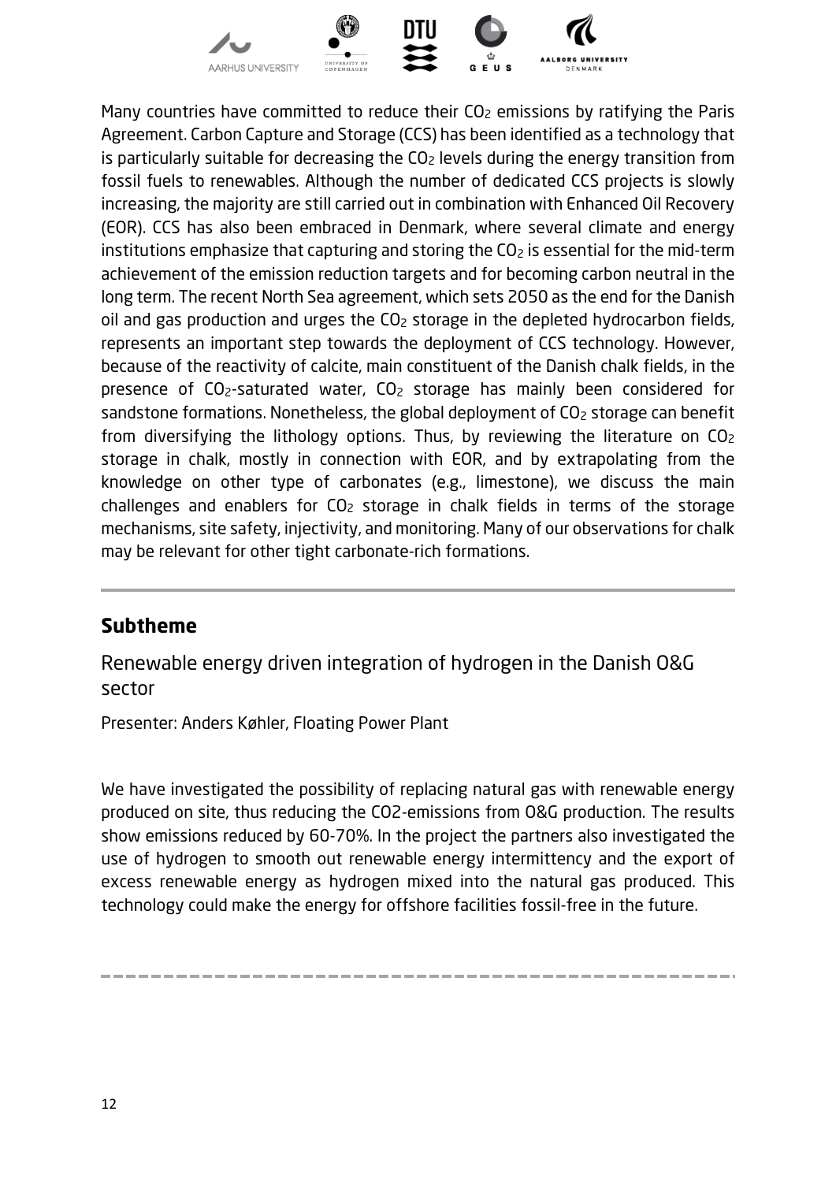Many countries have committed to reduce their $CO_2$ emissions by ratifying the Paris Agreement. Carbon Capture and Storage (CCS) has been identified as a technology that is particularly suitable for decreasing the $CO_2$ levels during the energy transition from fossil fuels to renewables. Although the number of dedicated CCS projects is slowly increasing, the majority are still carried out in combination with Enhanced Oil Recovery (EOR). CCS has also been embraced in Denmark, where several climate and energy institutions emphasize that capturing and storing the $CO_2$ is essential for the mid-term achievement of the emission reduction targets and for becoming carbon neutral in the long term. The recent North Sea agreement, which sets 2050 as the end for the Danish oil and gas production and urges the $CO_2$ storage in the depleted hydrocarbon fields, represents an important step towards the deployment of CCS technology. However, because of the reactivity of calcite, main constituent of the Danish chalk fields, in the presence of $CO_2$-saturated water, $CO_2$ storage has mainly been considered for sandstone formations. Nonetheless, the global deployment of $CO_2$ storage can benefit from diversifying the lithology options. Thus, by reviewing the literature on $CO_2$ storage in chalk, mostly in connection with EOR, and by extrapolating from the knowledge on other type of carbonates (e.g., limestone), we discuss the main challenges and enablers for $CO_2$ storage in chalk fields in terms of the storage mechanisms, site safety, injectivity, and monitoring. Many of our observations for chalk may be relevant for other tight carbonate-rich formations.

---

## Subtheme

Renewable energy driven integration of hydrogen in the Danish O&G sector

Presenter: Anders Køhler, Floating Power Plant

We have investigated the possibility of replacing natural gas with renewable energy produced on site, thus reducing the CO2-emissions from O&G production. The results show emissions reduced by 60-70%. In the project the partners also investigated the use of hydrogen to smooth out renewable energy intermittency and the export of excess renewable energy as hydrogen mixed into the natural gas produced. This technology could make the energy for offshore facilities fossil-free in the future.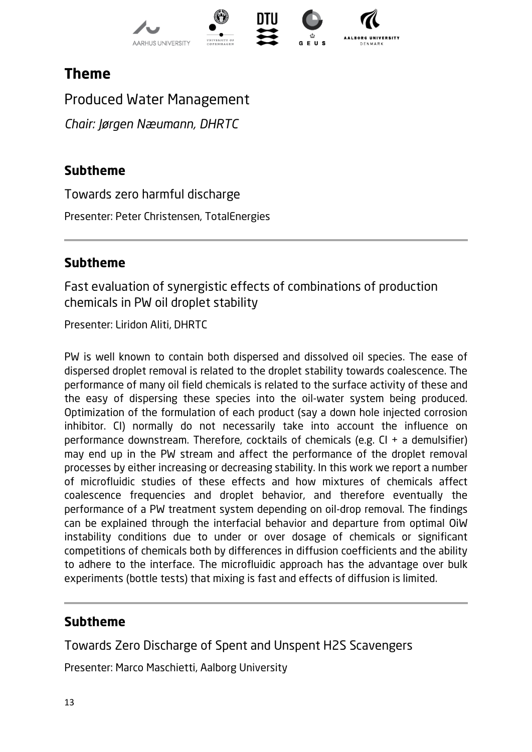## Theme

Produced Water Management

*Chair: Jørgen Næumann, DHRTC*

### Subtheme

Towards zero harmful discharge

Presenter: Peter Christensen, TotalEnergies

---

### Subtheme

Fast evaluation of synergistic effects of combinations of production chemicals in PW oil droplet stability

Presenter: Liridon Aliti, DHRTC

PW is well known to contain both dispersed and dissolved oil species. The ease of dispersed droplet removal is related to the droplet stability towards coalescence. The performance of many oil field chemicals is related to the surface activity of these and the easy of dispersing these species into the oil-water system being produced. Optimization of the formulation of each product (say a down hole injected corrosion inhibitor. CI) normally do not necessarily take into account the influence on performance downstream. Therefore, cocktails of chemicals (e.g. CI + a demulsifier) may end up in the PW stream and affect the performance of the droplet removal processes by either increasing or decreasing stability. In this work we report a number of microfluidic studies of these effects and how mixtures of chemicals affect coalescence frequencies and droplet behavior, and therefore eventually the performance of a PW treatment system depending on oil-drop removal. The findings can be explained through the interfacial behavior and departure from optimal OiW instability conditions due to under or over dosage of chemicals or significant competitions of chemicals both by differences in diffusion coefficients and the ability to adhere to the interface. The microfluidic approach has the advantage over bulk experiments (bottle tests) that mixing is fast and effects of diffusion is limited.

---

### Subtheme

Towards Zero Discharge of Spent and Unspent H2S Scavengers

Presenter: Marco Maschietti, Aalborg University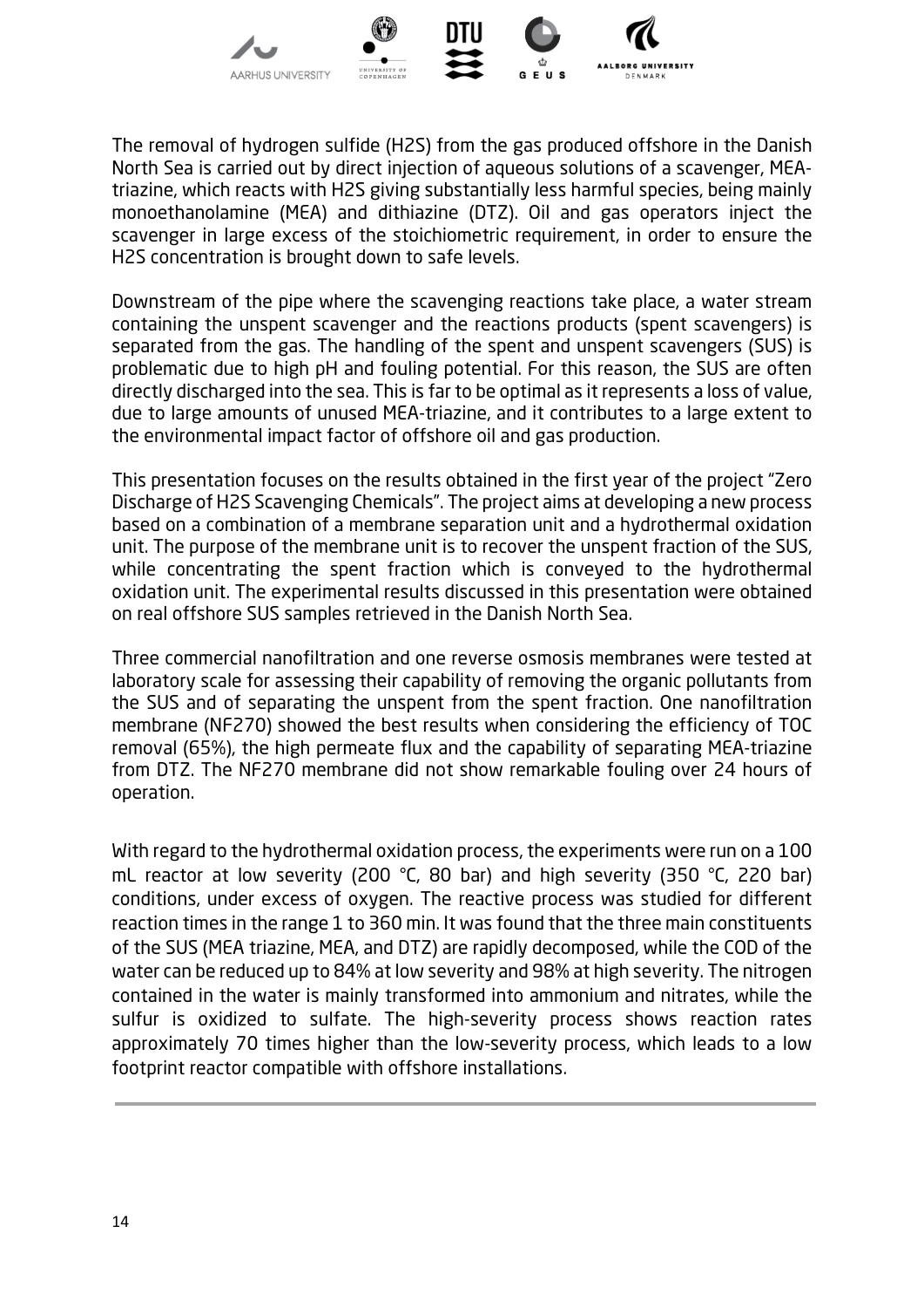The removal of hydrogen sulfide (H2S) from the gas produced offshore in the Danish North Sea is carried out by direct injection of aqueous solutions of a scavenger, MEA-triazine, which reacts with H2S giving substantially less harmful species, being mainly monoethanolamine (MEA) and dithiazine (DTZ). Oil and gas operators inject the scavenger in large excess of the stoichiometric requirement, in order to ensure the H2S concentration is brought down to safe levels.

Downstream of the pipe where the scavenging reactions take place, a water stream containing the unspent scavenger and the reactions products (spent scavengers) is separated from the gas. The handling of the spent and unspent scavengers (SUS) is problematic due to high pH and fouling potential. For this reason, the SUS are often directly discharged into the sea. This is far to be optimal as it represents a loss of value, due to large amounts of unused MEA-triazine, and it contributes to a large extent to the environmental impact factor of offshore oil and gas production.

This presentation focuses on the results obtained in the first year of the project "Zero Discharge of H2S Scavenging Chemicals". The project aims at developing a new process based on a combination of a membrane separation unit and a hydrothermal oxidation unit. The purpose of the membrane unit is to recover the unspent fraction of the SUS, while concentrating the spent fraction which is conveyed to the hydrothermal oxidation unit. The experimental results discussed in this presentation were obtained on real offshore SUS samples retrieved in the Danish North Sea.

Three commercial nanofiltration and one reverse osmosis membranes were tested at laboratory scale for assessing their capability of removing the organic pollutants from the SUS and of separating the unspent from the spent fraction. One nanofiltration membrane (NF270) showed the best results when considering the efficiency of TOC removal (65%), the high permeate flux and the capability of separating MEA-triazine from DTZ. The NF270 membrane did not show remarkable fouling over 24 hours of operation.

With regard to the hydrothermal oxidation process, the experiments were run on a 100 mL reactor at low severity (200 °C, 80 bar) and high severity (350 °C, 220 bar) conditions, under excess of oxygen. The reactive process was studied for different reaction times in the range 1 to 360 min. It was found that the three main constituents of the SUS (MEA triazine, MEA, and DTZ) are rapidly decomposed, while the COD of the water can be reduced up to 84% at low severity and 98% at high severity. The nitrogen contained in the water is mainly transformed into ammonium and nitrates, while the sulfur is oxidized to sulfate. The high-severity process shows reaction rates approximately 70 times higher than the low-severity process, which leads to a low footprint reactor compatible with offshore installations.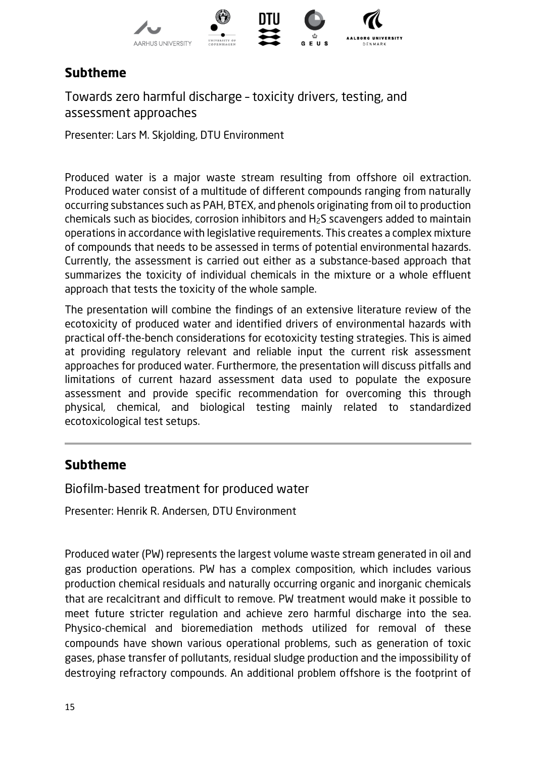## Subtheme

Towards zero harmful discharge – toxicity drivers, testing, and assessment approaches

Presenter: Lars M. Skjolding, DTU Environment

Produced water is a major waste stream resulting from offshore oil extraction. Produced water consist of a multitude of different compounds ranging from naturally occurring substances such as PAH, BTEX, and phenols originating from oil to production chemicals such as biocides, corrosion inhibitors and $H_2S$ scavengers added to maintain operations in accordance with legislative requirements. This creates a complex mixture of compounds that needs to be assessed in terms of potential environmental hazards. Currently, the assessment is carried out either as a substance-based approach that summarizes the toxicity of individual chemicals in the mixture or a whole effluent approach that tests the toxicity of the whole sample.

The presentation will combine the findings of an extensive literature review of the ecotoxicity of produced water and identified drivers of environmental hazards with practical off-the-bench considerations for ecotoxicity testing strategies. This is aimed at providing regulatory relevant and reliable input the current risk assessment approaches for produced water. Furthermore, the presentation will discuss pitfalls and limitations of current hazard assessment data used to populate the exposure assessment and provide specific recommendation for overcoming this through physical, chemical, and biological testing mainly related to standardized ecotoxicological test setups.

---

## Subtheme

Biofilm-based treatment for produced water

Presenter: Henrik R. Andersen, DTU Environment

Produced water (PW) represents the largest volume waste stream generated in oil and gas production operations. PW has a complex composition, which includes various production chemical residuals and naturally occurring organic and inorganic chemicals that are recalcitrant and difficult to remove. PW treatment would make it possible to meet future stricter regulation and achieve zero harmful discharge into the sea. Physico-chemical and bioremediation methods utilized for removal of these compounds have shown various operational problems, such as generation of toxic gases, phase transfer of pollutants, residual sludge production and the impossibility of destroying refractory compounds. An additional problem offshore is the footprint of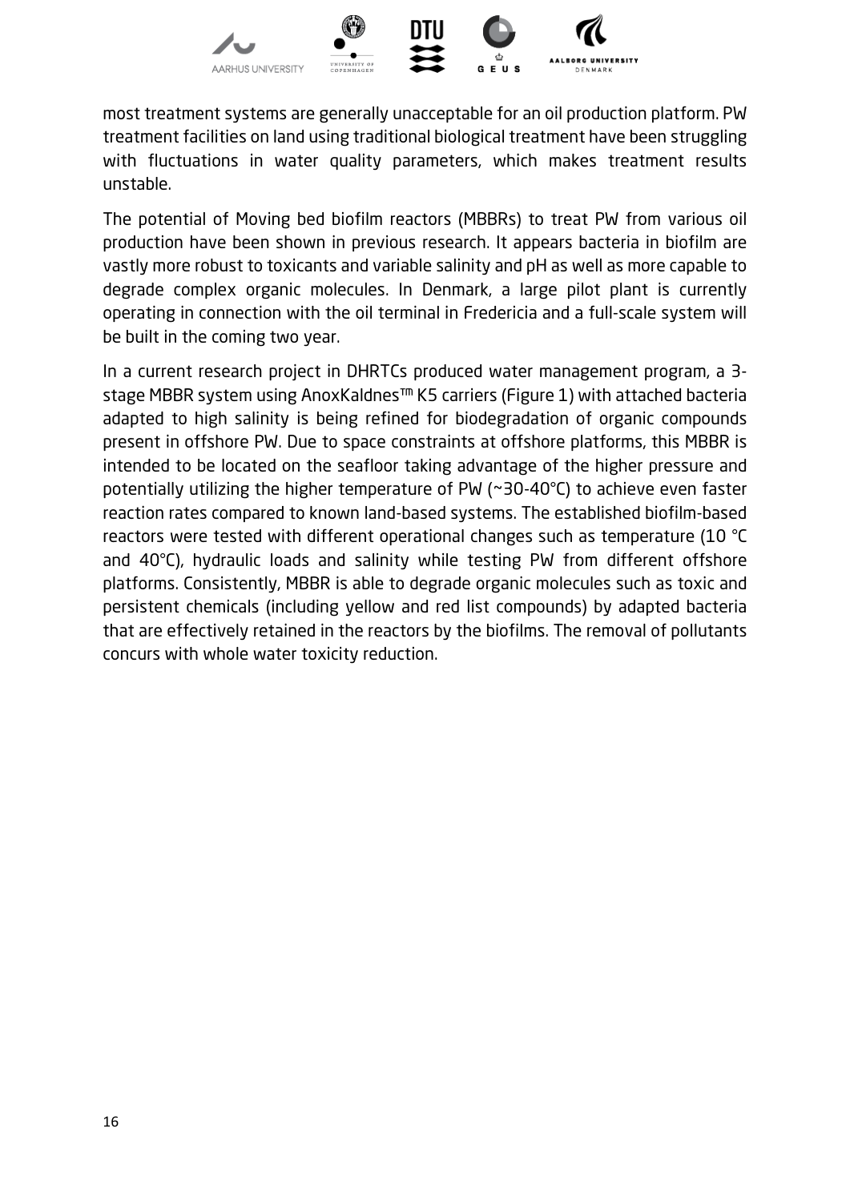most treatment systems are generally unacceptable for an oil production platform. PW treatment facilities on land using traditional biological treatment have been struggling with fluctuations in water quality parameters, which makes treatment results unstable.

The potential of Moving bed biofilm reactors (MBBRs) to treat PW from various oil production have been shown in previous research. It appears bacteria in biofilm are vastly more robust to toxicants and variable salinity and pH as well as more capable to degrade complex organic molecules. In Denmark, a large pilot plant is currently operating in connection with the oil terminal in Fredericia and a full-scale system will be built in the coming two year.

In a current research project in DHRTCs produced water management program, a 3-stage MBBR system using AnoxKaldnes™ K5 carriers (Figure 1) with attached bacteria adapted to high salinity is being refined for biodegradation of organic compounds present in offshore PW. Due to space constraints at offshore platforms, this MBBR is intended to be located on the seafloor taking advantage of the higher pressure and potentially utilizing the higher temperature of PW (~30-40°C) to achieve even faster reaction rates compared to known land-based systems. The established biofilm-based reactors were tested with different operational changes such as temperature (10 °C and 40°C), hydraulic loads and salinity while testing PW from different offshore platforms. Consistently, MBBR is able to degrade organic molecules such as toxic and persistent chemicals (including yellow and red list compounds) by adapted bacteria that are effectively retained in the reactors by the biofilms. The removal of pollutants concurs with whole water toxicity reduction.